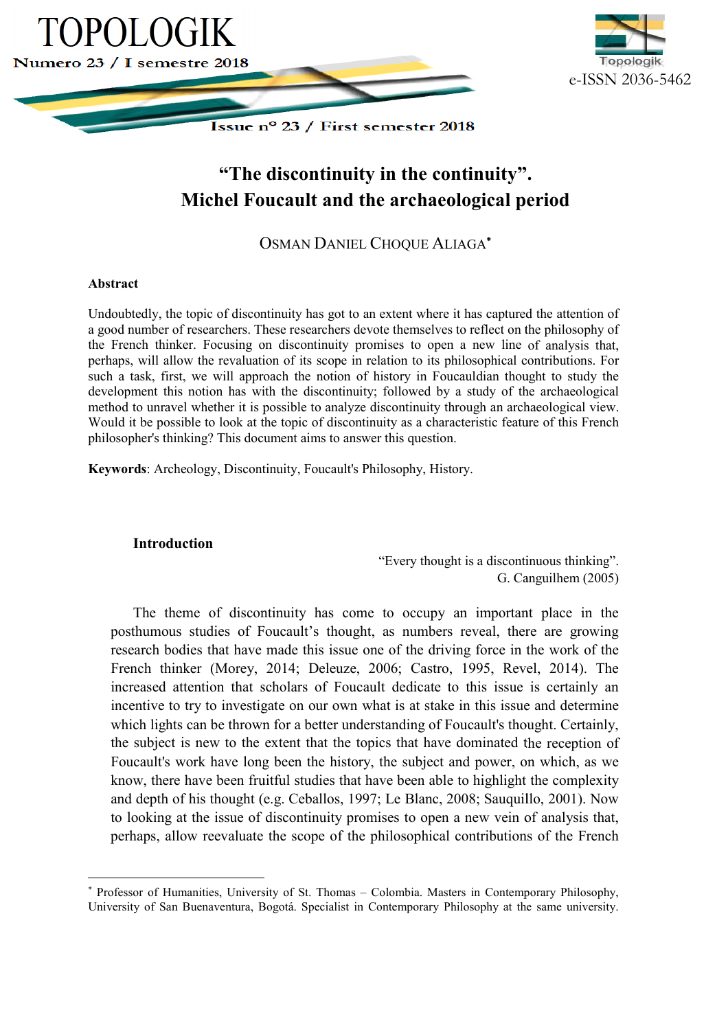# "The discontinuity in the continuity". Michel Foucault and the archaeological period

OSMAN DANIEL CHOQUE ALIAGA[*]

**Abstract**

Undoubtedly, the topic of discontinuity has got to an extent where it has captured the attention of a good number of researchers. These researchers devote themselves to reflect on the philosophy of the French thinker. Focusing on discontinuity promises to open a new line of analysis that, perhaps, will allow the revaluation of its scope in relation to its philosophical contributions. For such a task, first, we will approach the notion of history in Foucauldian thought to study the development this notion has with the discontinuity; followed by a study of the archaeological method to unravel whether it is possible to analyze discontinuity through an archaeological view. Would it be possible to look at the topic of discontinuity as a characteristic feature of this French philosopher's thinking? This document aims to answer this question.

**Keywords**: Archeology, Discontinuity, Foucault's Philosophy, History.

## Introduction

> "Every thought is a discontinuous thinking".
> G. Canguilhem (2005)

The theme of discontinuity has come to occupy an important place in the posthumous studies of Foucault's thought, as numbers reveal, there are growing research bodies that have made this issue one of the driving force in the work of the French thinker (Morey, 2014; Deleuze, 2006; Castro, 1995, Revel, 2014). The increased attention that scholars of Foucault dedicate to this issue is certainly an incentive to try to investigate on our own what is at stake in this issue and determine which lights can be thrown for a better understanding of Foucault's thought. Certainly, the subject is new to the extent that the topics that have dominated the reception of Foucault's work have long been the history, the subject and power, on which, as we know, there have been fruitful studies that have been able to highlight the complexity and depth of his thought (e.g. Ceballos, 1997; Le Blanc, 2008; Sauquillo, 2001). Now to looking at the issue of discontinuity promises to open a new vein of analysis that, perhaps, allow reevaluate the scope of the philosophical contributions of the French

[*] Professor of Humanities, University of St. Thomas – Colombia. Masters in Contemporary Philosophy, University of San Buenaventura, Bogotá. Specialist in Contemporary Philosophy at the same university.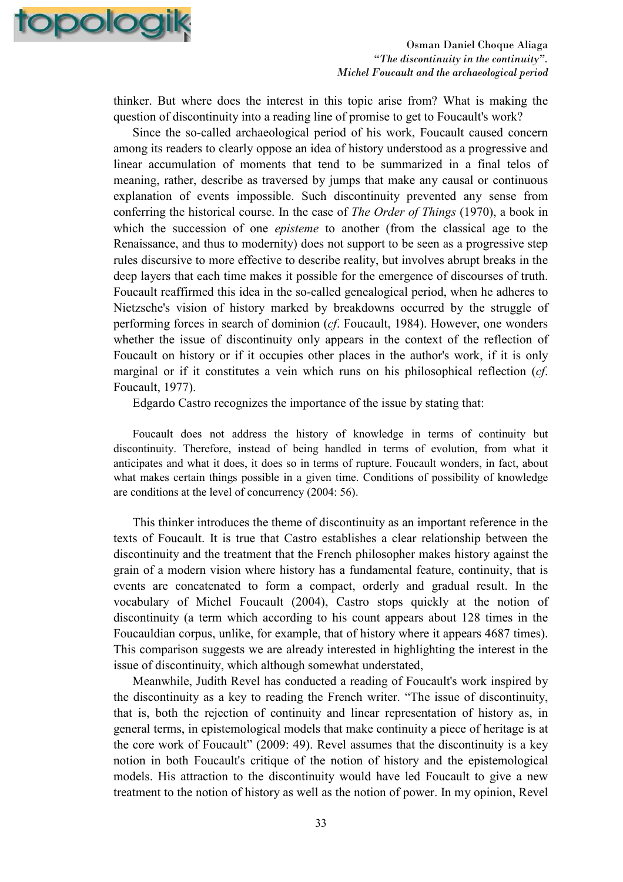thinker. But where does the interest in this topic arise from? What is making the question of discontinuity into a reading line of promise to get to Foucault's work?

Since the so-called archaeological period of his work, Foucault caused concern among its readers to clearly oppose an idea of history understood as a progressive and linear accumulation of moments that tend to be summarized in a final telos of meaning, rather, describe as traversed by jumps that make any causal or continuous explanation of events impossible. Such discontinuity prevented any sense from conferring the historical course. In the case of *The Order of Things* (1970), a book in which the succession of one *episteme* to another (from the classical age to the Renaissance, and thus to modernity) does not support to be seen as a progressive step rules discursive to more effective to describe reality, but involves abrupt breaks in the deep layers that each time makes it possible for the emergence of discourses of truth. Foucault reaffirmed this idea in the so-called genealogical period, when he adheres to Nietzsche's vision of history marked by breakdowns occurred by the struggle of performing forces in search of dominion (*cf*. Foucault, 1984). However, one wonders whether the issue of discontinuity only appears in the context of the reflection of Foucault on history or if it occupies other places in the author's work, if it is only marginal or if it constitutes a vein which runs on his philosophical reflection (*cf*. Foucault, 1977).

Edgardo Castro recognizes the importance of the issue by stating that:

> Foucault does not address the history of knowledge in terms of continuity but discontinuity. Therefore, instead of being handled in terms of evolution, from what it anticipates and what it does, it does so in terms of rupture. Foucault wonders, in fact, about what makes certain things possible in a given time. Conditions of possibility of knowledge are conditions at the level of concurrency (2004: 56).

This thinker introduces the theme of discontinuity as an important reference in the texts of Foucault. It is true that Castro establishes a clear relationship between the discontinuity and the treatment that the French philosopher makes history against the grain of a modern vision where history has a fundamental feature, continuity, that is events are concatenated to form a compact, orderly and gradual result. In the vocabulary of Michel Foucault (2004), Castro stops quickly at the notion of discontinuity (a term which according to his count appears about 128 times in the Foucauldian corpus, unlike, for example, that of history where it appears 4687 times). This comparison suggests we are already interested in highlighting the interest in the issue of discontinuity, which although somewhat understated,

Meanwhile, Judith Revel has conducted a reading of Foucault's work inspired by the discontinuity as a key to reading the French writer. "The issue of discontinuity, that is, both the rejection of continuity and linear representation of history as, in general terms, in epistemological models that make continuity a piece of heritage is at the core work of Foucault" (2009: 49). Revel assumes that the discontinuity is a key notion in both Foucault's critique of the notion of history and the epistemological models. His attraction to the discontinuity would have led Foucault to give a new treatment to the notion of history as well as the notion of power. In my opinion, Revel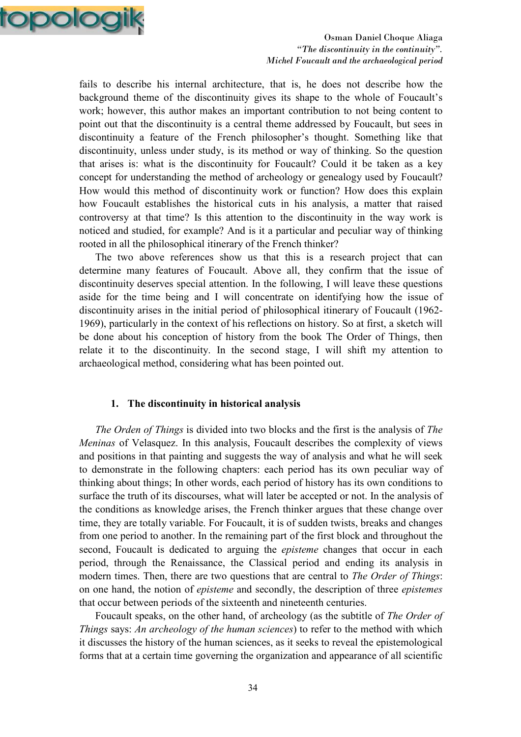fails to describe his internal architecture, that is, he does not describe how the background theme of the discontinuity gives its shape to the whole of Foucault's work; however, this author makes an important contribution to not being content to point out that the discontinuity is a central theme addressed by Foucault, but sees in discontinuity a feature of the French philosopher's thought. Something like that discontinuity, unless under study, is its method or way of thinking. So the question that arises is: what is the discontinuity for Foucault? Could it be taken as a key concept for understanding the method of archeology or genealogy used by Foucault? How would this method of discontinuity work or function? How does this explain how Foucault establishes the historical cuts in his analysis, a matter that raised controversy at that time? Is this attention to the discontinuity in the way work is noticed and studied, for example? And is it a particular and peculiar way of thinking rooted in all the philosophical itinerary of the French thinker?

The two above references show us that this is a research project that can determine many features of Foucault. Above all, they confirm that the issue of discontinuity deserves special attention. In the following, I will leave these questions aside for the time being and I will concentrate on identifying how the issue of discontinuity arises in the initial period of philosophical itinerary of Foucault (1962-1969), particularly in the context of his reflections on history. So at first, a sketch will be done about his conception of history from the book The Order of Things, then relate it to the discontinuity. In the second stage, I will shift my attention to archaeological method, considering what has been pointed out.

## 1. The discontinuity in historical analysis

*The Orden of Things* is divided into two blocks and the first is the analysis of *The Meninas* of Velasquez. In this analysis, Foucault describes the complexity of views and positions in that painting and suggests the way of analysis and what he will seek to demonstrate in the following chapters: each period has its own peculiar way of thinking about things; In other words, each period of history has its own conditions to surface the truth of its discourses, what will later be accepted or not. In the analysis of the conditions as knowledge arises, the French thinker argues that these change over time, they are totally variable. For Foucault, it is of sudden twists, breaks and changes from one period to another. In the remaining part of the first block and throughout the second, Foucault is dedicated to arguing the *episteme* changes that occur in each period, through the Renaissance, the Classical period and ending its analysis in modern times. Then, there are two questions that are central to *The Order of Things*: on one hand, the notion of *episteme* and secondly, the description of three *epistemes* that occur between periods of the sixteenth and nineteenth centuries.

Foucault speaks, on the other hand, of archeology (as the subtitle of *The Order of Things* says: *An archeology of the human sciences*) to refer to the method with which it discusses the history of the human sciences, as it seeks to reveal the epistemological forms that at a certain time governing the organization and appearance of all scientific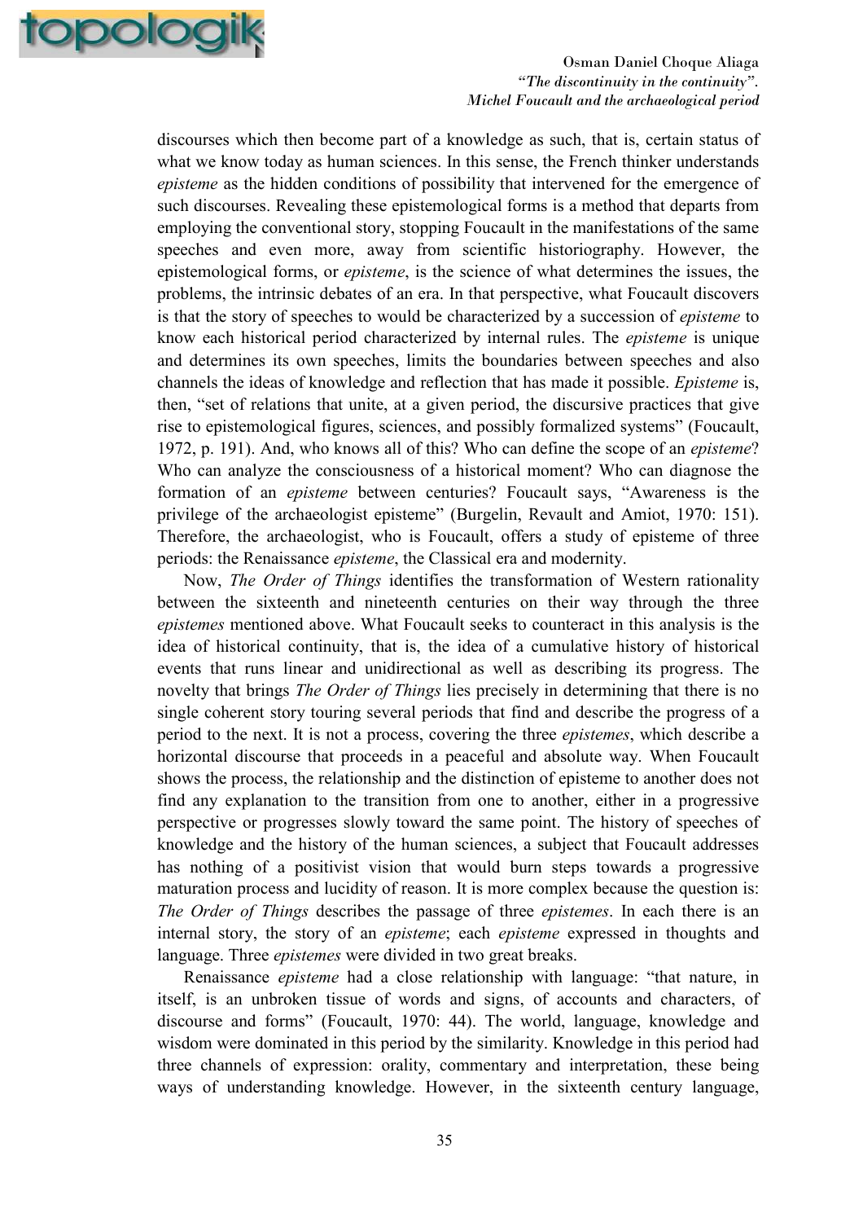discourses which then become part of a knowledge as such, that is, certain status of what we know today as human sciences. In this sense, the French thinker understands *episteme* as the hidden conditions of possibility that intervened for the emergence of such discourses. Revealing these epistemological forms is a method that departs from employing the conventional story, stopping Foucault in the manifestations of the same speeches and even more, away from scientific historiography. However, the epistemological forms, or *episteme*, is the science of what determines the issues, the problems, the intrinsic debates of an era. In that perspective, what Foucault discovers is that the story of speeches to would be characterized by a succession of *episteme* to know each historical period characterized by internal rules. The *episteme* is unique and determines its own speeches, limits the boundaries between speeches and also channels the ideas of knowledge and reflection that has made it possible. *Episteme* is, then, "set of relations that unite, at a given period, the discursive practices that give rise to epistemological figures, sciences, and possibly formalized systems" (Foucault, 1972, p. 191). And, who knows all of this? Who can define the scope of an *episteme*? Who can analyze the consciousness of a historical moment? Who can diagnose the formation of an *episteme* between centuries? Foucault says, "Awareness is the privilege of the archaeologist episteme" (Burgelin, Revault and Amiot, 1970: 151). Therefore, the archaeologist, who is Foucault, offers a study of episteme of three periods: the Renaissance *episteme*, the Classical era and modernity.

Now, *The Order of Things* identifies the transformation of Western rationality between the sixteenth and nineteenth centuries on their way through the three *epistemes* mentioned above. What Foucault seeks to counteract in this analysis is the idea of historical continuity, that is, the idea of a cumulative history of historical events that runs linear and unidirectional as well as describing its progress. The novelty that brings *The Order of Things* lies precisely in determining that there is no single coherent story touring several periods that find and describe the progress of a period to the next. It is not a process, covering the three *epistemes*, which describe a horizontal discourse that proceeds in a peaceful and absolute way. When Foucault shows the process, the relationship and the distinction of episteme to another does not find any explanation to the transition from one to another, either in a progressive perspective or progresses slowly toward the same point. The history of speeches of knowledge and the history of the human sciences, a subject that Foucault addresses has nothing of a positivist vision that would burn steps towards a progressive maturation process and lucidity of reason. It is more complex because the question is: *The Order of Things* describes the passage of three *epistemes*. In each there is an internal story, the story of an *episteme*; each *episteme* expressed in thoughts and language. Three *epistemes* were divided in two great breaks.

Renaissance *episteme* had a close relationship with language: "that nature, in itself, is an unbroken tissue of words and signs, of accounts and characters, of discourse and forms" (Foucault, 1970: 44). The world, language, knowledge and wisdom were dominated in this period by the similarity. Knowledge in this period had three channels of expression: orality, commentary and interpretation, these being ways of understanding knowledge. However, in the sixteenth century language,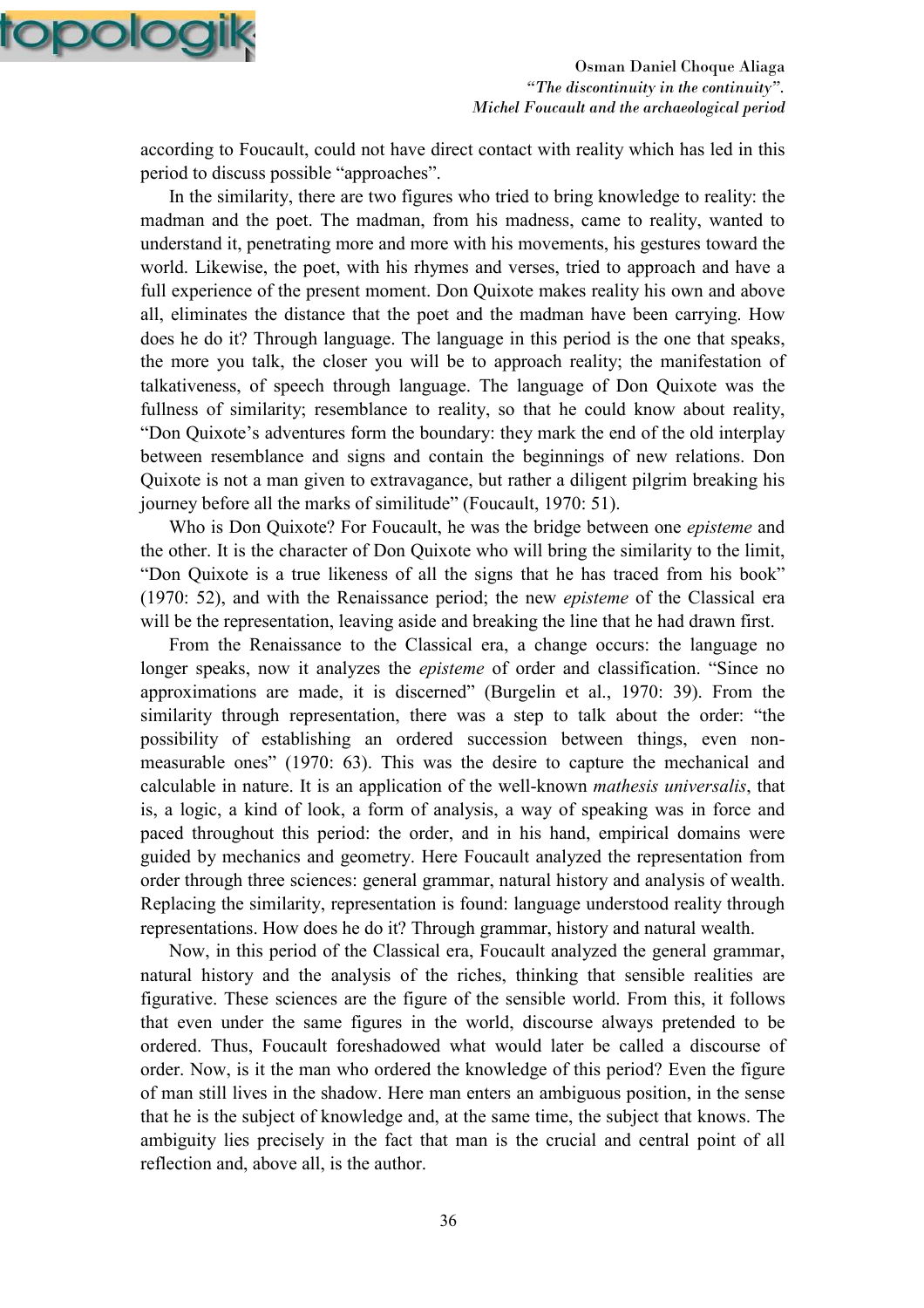according to Foucault, could not have direct contact with reality which has led in this period to discuss possible "approaches".

In the similarity, there are two figures who tried to bring knowledge to reality: the madman and the poet. The madman, from his madness, came to reality, wanted to understand it, penetrating more and more with his movements, his gestures toward the world. Likewise, the poet, with his rhymes and verses, tried to approach and have a full experience of the present moment. Don Quixote makes reality his own and above all, eliminates the distance that the poet and the madman have been carrying. How does he do it? Through language. The language in this period is the one that speaks, the more you talk, the closer you will be to approach reality; the manifestation of talkativeness, of speech through language. The language of Don Quixote was the fullness of similarity; resemblance to reality, so that he could know about reality, "Don Quixote's adventures form the boundary: they mark the end of the old interplay between resemblance and signs and contain the beginnings of new relations. Don Quixote is not a man given to extravagance, but rather a diligent pilgrim breaking his journey before all the marks of similitude" (Foucault, 1970: 51).

Who is Don Quixote? For Foucault, he was the bridge between one *episteme* and the other. It is the character of Don Quixote who will bring the similarity to the limit, "Don Quixote is a true likeness of all the signs that he has traced from his book" (1970: 52), and with the Renaissance period; the new *episteme* of the Classical era will be the representation, leaving aside and breaking the line that he had drawn first.

From the Renaissance to the Classical era, a change occurs: the language no longer speaks, now it analyzes the *episteme* of order and classification. "Since no approximations are made, it is discerned" (Burgelin et al., 1970: 39). From the similarity through representation, there was a step to talk about the order: "the possibility of establishing an ordered succession between things, even non-measurable ones" (1970: 63). This was the desire to capture the mechanical and calculable in nature. It is an application of the well-known *mathesis universalis*, that is, a logic, a kind of look, a form of analysis, a way of speaking was in force and paced throughout this period: the order, and in his hand, empirical domains were guided by mechanics and geometry. Here Foucault analyzed the representation from order through three sciences: general grammar, natural history and analysis of wealth. Replacing the similarity, representation is found: language understood reality through representations. How does he do it? Through grammar, history and natural wealth.

Now, in this period of the Classical era, Foucault analyzed the general grammar, natural history and the analysis of the riches, thinking that sensible realities are figurative. These sciences are the figure of the sensible world. From this, it follows that even under the same figures in the world, discourse always pretended to be ordered. Thus, Foucault foreshadowed what would later be called a discourse of order. Now, is it the man who ordered the knowledge of this period? Even the figure of man still lives in the shadow. Here man enters an ambiguous position, in the sense that he is the subject of knowledge and, at the same time, the subject that knows. The ambiguity lies precisely in the fact that man is the crucial and central point of all reflection and, above all, is the author.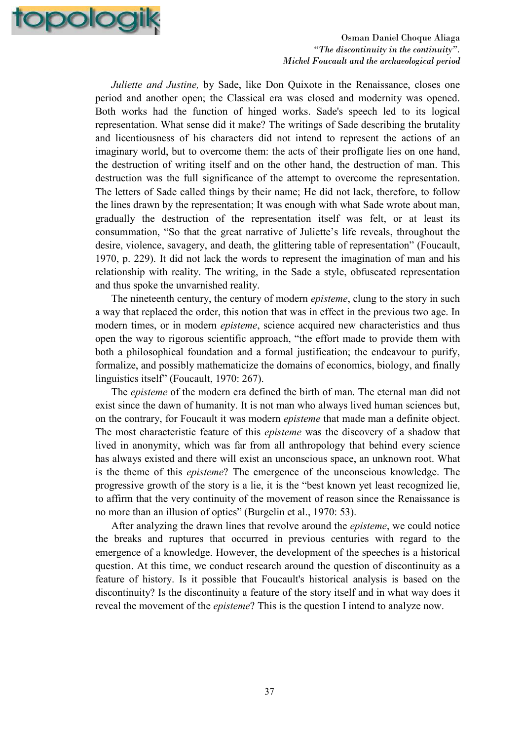*Juliette and Justine,* by Sade, like Don Quixote in the Renaissance, closes one period and another open; the Classical era was closed and modernity was opened. Both works had the function of hinged works. Sade's speech led to its logical representation. What sense did it make? The writings of Sade describing the brutality and licentiousness of his characters did not intend to represent the actions of an imaginary world, but to overcome them: the acts of their profligate lies on one hand, the destruction of writing itself and on the other hand, the destruction of man. This destruction was the full significance of the attempt to overcome the representation. The letters of Sade called things by their name; He did not lack, therefore, to follow the lines drawn by the representation; It was enough with what Sade wrote about man, gradually the destruction of the representation itself was felt, or at least its consummation, "So that the great narrative of Juliette's life reveals, throughout the desire, violence, savagery, and death, the glittering table of representation" (Foucault, 1970, p. 229). It did not lack the words to represent the imagination of man and his relationship with reality. The writing, in the Sade a style, obfuscated representation and thus spoke the unvarnished reality.

The nineteenth century, the century of modern *episteme*, clung to the story in such a way that replaced the order, this notion that was in effect in the previous two age. In modern times, or in modern *episteme*, science acquired new characteristics and thus open the way to rigorous scientific approach, "the effort made to provide them with both a philosophical foundation and a formal justification; the endeavour to purify, formalize, and possibly mathematicize the domains of economics, biology, and finally linguistics itself" (Foucault, 1970: 267).

The *episteme* of the modern era defined the birth of man. The eternal man did not exist since the dawn of humanity. It is not man who always lived human sciences but, on the contrary, for Foucault it was modern *episteme* that made man a definite object. The most characteristic feature of this *episteme* was the discovery of a shadow that lived in anonymity, which was far from all anthropology that behind every science has always existed and there will exist an unconscious space, an unknown root. What is the theme of this *episteme*? The emergence of the unconscious knowledge. The progressive growth of the story is a lie, it is the "best known yet least recognized lie, to affirm that the very continuity of the movement of reason since the Renaissance is no more than an illusion of optics" (Burgelin et al., 1970: 53).

After analyzing the drawn lines that revolve around the *episteme*, we could notice the breaks and ruptures that occurred in previous centuries with regard to the emergence of a knowledge. However, the development of the speeches is a historical question. At this time, we conduct research around the question of discontinuity as a feature of history. Is it possible that Foucault's historical analysis is based on the discontinuity? Is the discontinuity a feature of the story itself and in what way does it reveal the movement of the *episteme*? This is the question I intend to analyze now.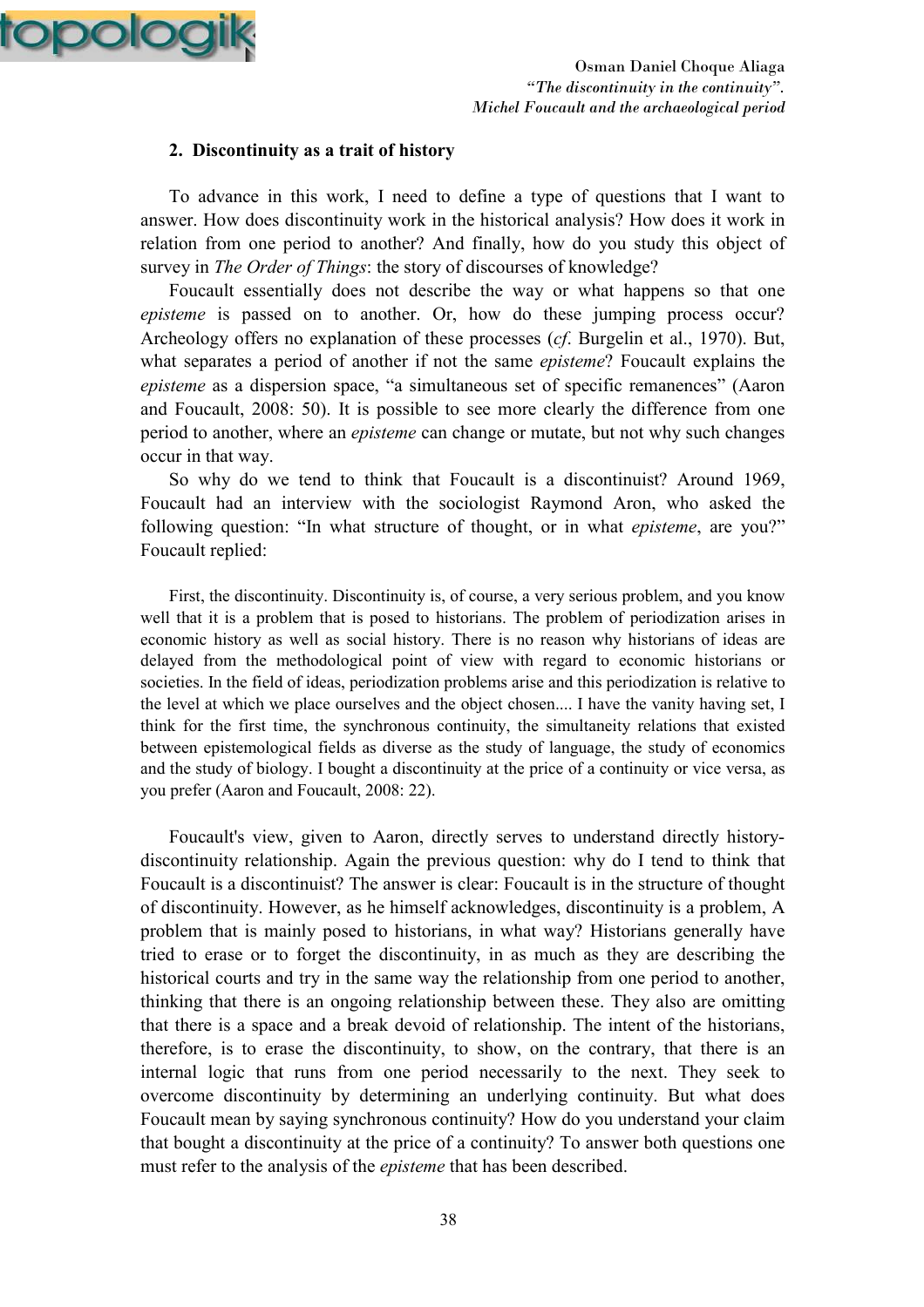## 2. Discontinuity as a trait of history

To advance in this work, I need to define a type of questions that I want to answer. How does discontinuity work in the historical analysis? How does it work in relation from one period to another? And finally, how do you study this object of survey in *The Order of Things*: the story of discourses of knowledge?

Foucault essentially does not describe the way or what happens so that one *episteme* is passed on to another. Or, how do these jumping process occur? Archeology offers no explanation of these processes (*cf*. Burgelin et al., 1970). But, what separates a period of another if not the same *episteme*? Foucault explains the *episteme* as a dispersion space, "a simultaneous set of specific remanences" (Aaron and Foucault, 2008: 50). It is possible to see more clearly the difference from one period to another, where an *episteme* can change or mutate, but not why such changes occur in that way.

So why do we tend to think that Foucault is a discontinuist? Around 1969, Foucault had an interview with the sociologist Raymond Aron, who asked the following question: "In what structure of thought, or in what *episteme*, are you?" Foucault replied:

> First, the discontinuity. Discontinuity is, of course, a very serious problem, and you know well that it is a problem that is posed to historians. The problem of periodization arises in economic history as well as social history. There is no reason why historians of ideas are delayed from the methodological point of view with regard to economic historians or societies. In the field of ideas, periodization problems arise and this periodization is relative to the level at which we place ourselves and the object chosen.... I have the vanity having set, I think for the first time, the synchronous continuity, the simultaneity relations that existed between epistemological fields as diverse as the study of language, the study of economics and the study of biology. I bought a discontinuity at the price of a continuity or vice versa, as you prefer (Aaron and Foucault, 2008: 22).

Foucault's view, given to Aaron, directly serves to understand directly history-discontinuity relationship. Again the previous question: why do I tend to think that Foucault is a discontinuist? The answer is clear: Foucault is in the structure of thought of discontinuity. However, as he himself acknowledges, discontinuity is a problem, A problem that is mainly posed to historians, in what way? Historians generally have tried to erase or to forget the discontinuity, in as much as they are describing the historical courts and try in the same way the relationship from one period to another, thinking that there is an ongoing relationship between these. They also are omitting that there is a space and a break devoid of relationship. The intent of the historians, therefore, is to erase the discontinuity, to show, on the contrary, that there is an internal logic that runs from one period necessarily to the next. They seek to overcome discontinuity by determining an underlying continuity. But what does Foucault mean by saying synchronous continuity? How do you understand your claim that bought a discontinuity at the price of a continuity? To answer both questions one must refer to the analysis of the *episteme* that has been described.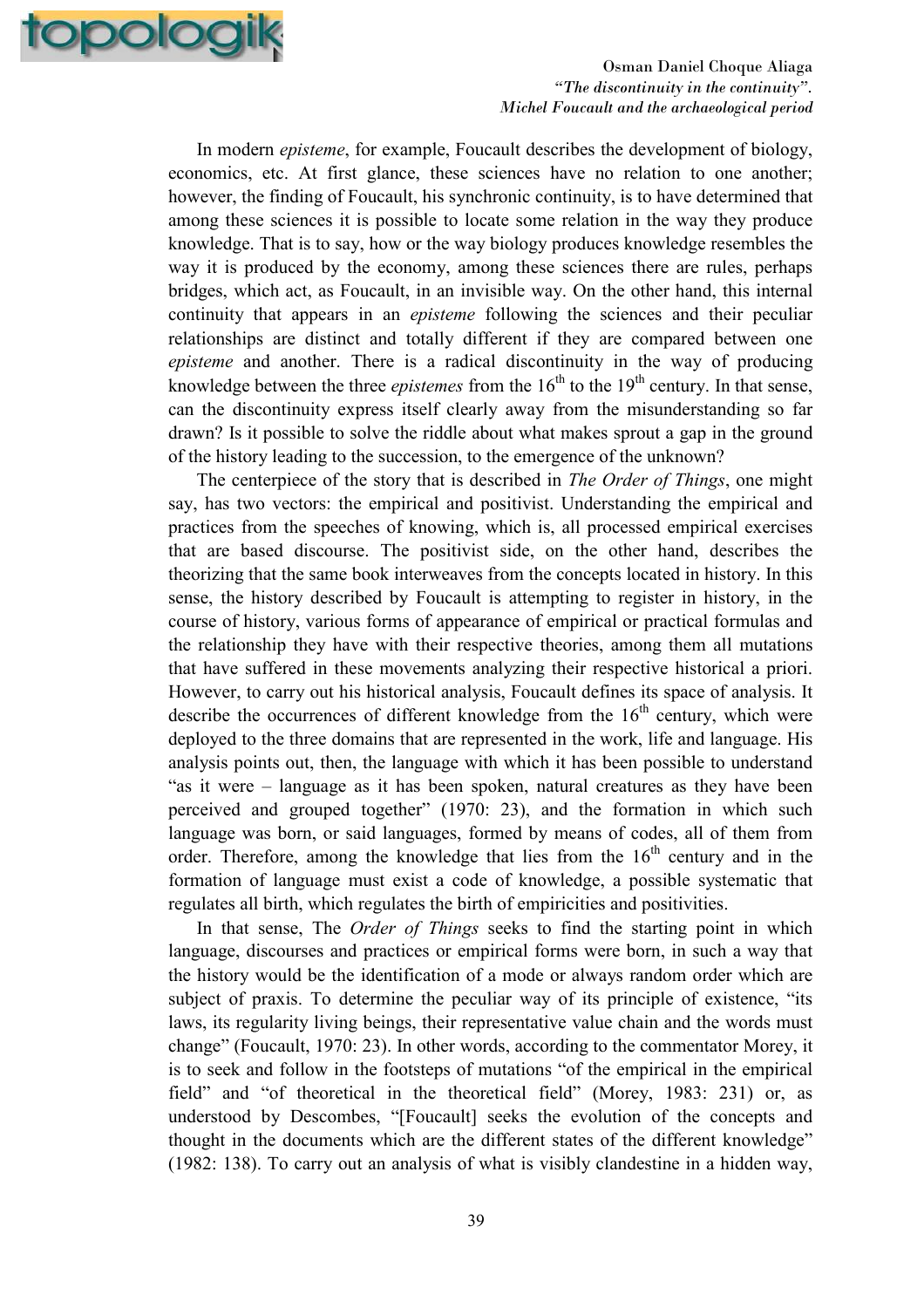In modern *episteme*, for example, Foucault describes the development of biology, economics, etc. At first glance, these sciences have no relation to one another; however, the finding of Foucault, his synchronic continuity, is to have determined that among these sciences it is possible to locate some relation in the way they produce knowledge. That is to say, how or the way biology produces knowledge resembles the way it is produced by the economy, among these sciences there are rules, perhaps bridges, which act, as Foucault, in an invisible way. On the other hand, this internal continuity that appears in an *episteme* following the sciences and their peculiar relationships are distinct and totally different if they are compared between one *episteme* and another. There is a radical discontinuity in the way of producing knowledge between the three *epistemes* from the 16th to the 19th century. In that sense, can the discontinuity express itself clearly away from the misunderstanding so far drawn? Is it possible to solve the riddle about what makes sprout a gap in the ground of the history leading to the succession, to the emergence of the unknown?

The centerpiece of the story that is described in *The Order of Things*, one might say, has two vectors: the empirical and positivist. Understanding the empirical and practices from the speeches of knowing, which is, all processed empirical exercises that are based discourse. The positivist side, on the other hand, describes the theorizing that the same book interweaves from the concepts located in history. In this sense, the history described by Foucault is attempting to register in history, in the course of history, various forms of appearance of empirical or practical formulas and the relationship they have with their respective theories, among them all mutations that have suffered in these movements analyzing their respective historical a priori. However, to carry out his historical analysis, Foucault defines its space of analysis. It describe the occurrences of different knowledge from the 16th century, which were deployed to the three domains that are represented in the work, life and language. His analysis points out, then, the language with which it has been possible to understand "as it were – language as it has been spoken, natural creatures as they have been perceived and grouped together" (1970: 23), and the formation in which such language was born, or said languages, formed by means of codes, all of them from order. Therefore, among the knowledge that lies from the 16th century and in the formation of language must exist a code of knowledge, a possible systematic that regulates all birth, which regulates the birth of empiricities and positivities.

In that sense, The *Order of Things* seeks to find the starting point in which language, discourses and practices or empirical forms were born, in such a way that the history would be the identification of a mode or always random order which are subject of praxis. To determine the peculiar way of its principle of existence, "its laws, its regularity living beings, their representative value chain and the words must change" (Foucault, 1970: 23). In other words, according to the commentator Morey, it is to seek and follow in the footsteps of mutations "of the empirical in the empirical field" and "of theoretical in the theoretical field" (Morey, 1983: 231) or, as understood by Descombes, "[Foucault] seeks the evolution of the concepts and thought in the documents which are the different states of the different knowledge" (1982: 138). To carry out an analysis of what is visibly clandestine in a hidden way,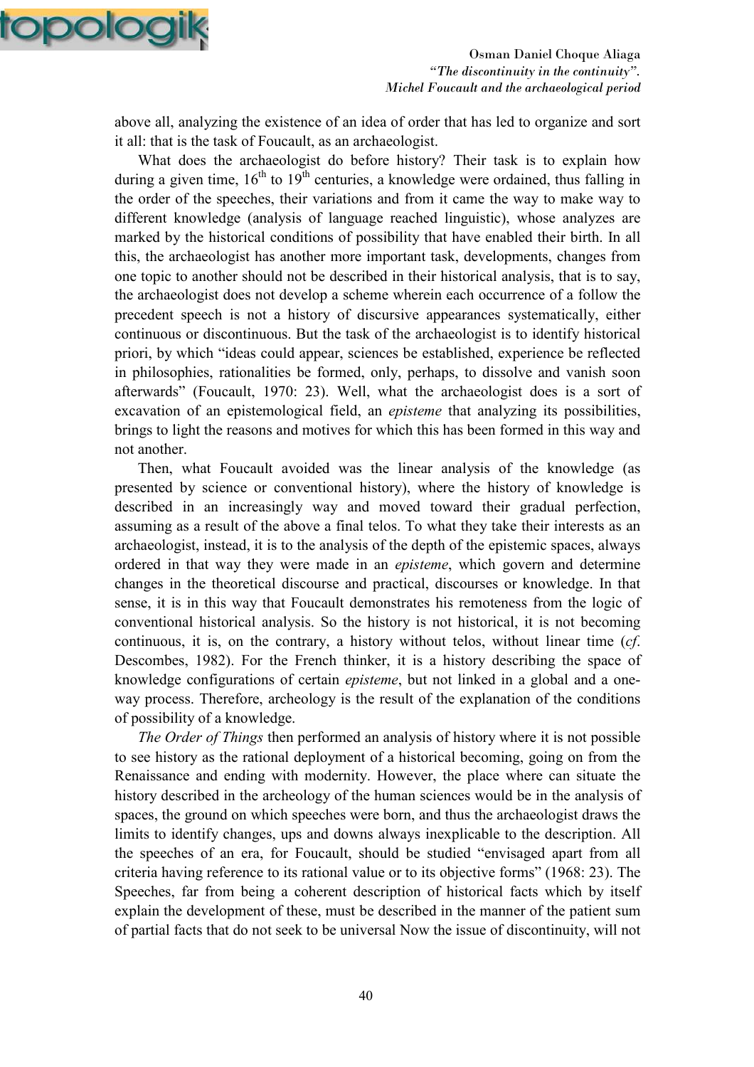above all, analyzing the existence of an idea of order that has led to organize and sort it all: that is the task of Foucault, as an archaeologist.

What does the archaeologist do before history? Their task is to explain how during a given time, 16th to 19th centuries, a knowledge were ordained, thus falling in the order of the speeches, their variations and from it came the way to make way to different knowledge (analysis of language reached linguistic), whose analyzes are marked by the historical conditions of possibility that have enabled their birth. In all this, the archaeologist has another more important task, developments, changes from one topic to another should not be described in their historical analysis, that is to say, the archaeologist does not develop a scheme wherein each occurrence of a follow the precedent speech is not a history of discursive appearances systematically, either continuous or discontinuous. But the task of the archaeologist is to identify historical priori, by which "ideas could appear, sciences be established, experience be reflected in philosophies, rationalities be formed, only, perhaps, to dissolve and vanish soon afterwards" (Foucault, 1970: 23). Well, what the archaeologist does is a sort of excavation of an epistemological field, an *episteme* that analyzing its possibilities, brings to light the reasons and motives for which this has been formed in this way and not another.

Then, what Foucault avoided was the linear analysis of the knowledge (as presented by science or conventional history), where the history of knowledge is described in an increasingly way and moved toward their gradual perfection, assuming as a result of the above a final telos. To what they take their interests as an archaeologist, instead, it is to the analysis of the depth of the epistemic spaces, always ordered in that way they were made in an *episteme*, which govern and determine changes in the theoretical discourse and practical, discourses or knowledge. In that sense, it is in this way that Foucault demonstrates his remoteness from the logic of conventional historical analysis. So the history is not historical, it is not becoming continuous, it is, on the contrary, a history without telos, without linear time (*cf*. Descombes, 1982). For the French thinker, it is a history describing the space of knowledge configurations of certain *episteme*, but not linked in a global and a one-way process. Therefore, archeology is the result of the explanation of the conditions of possibility of a knowledge.

*The Order of Things* then performed an analysis of history where it is not possible to see history as the rational deployment of a historical becoming, going on from the Renaissance and ending with modernity. However, the place where can situate the history described in the archeology of the human sciences would be in the analysis of spaces, the ground on which speeches were born, and thus the archaeologist draws the limits to identify changes, ups and downs always inexplicable to the description. All the speeches of an era, for Foucault, should be studied "envisaged apart from all criteria having reference to its rational value or to its objective forms" (1968: 23). The Speeches, far from being a coherent description of historical facts which by itself explain the development of these, must be described in the manner of the patient sum of partial facts that do not seek to be universal Now the issue of discontinuity, will not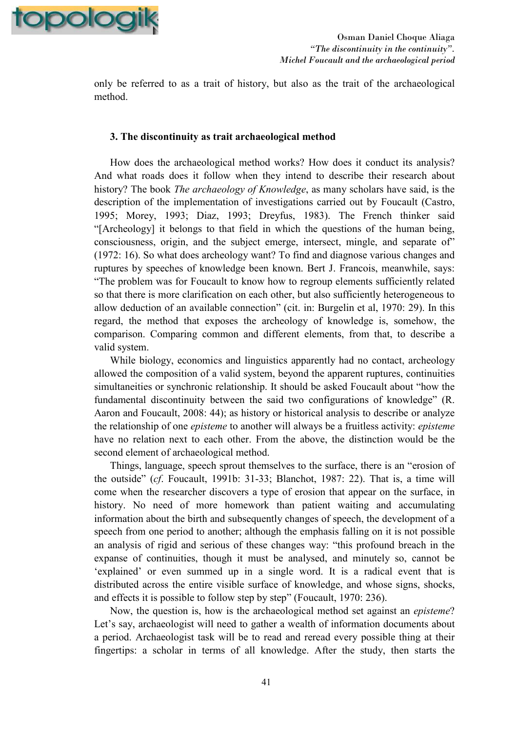only be referred to as a trait of history, but also as the trait of the archaeological method.

### 3. The discontinuity as trait archaeological method

How does the archaeological method works? How does it conduct its analysis? And what roads does it follow when they intend to describe their research about history? The book *The archaeology of Knowledge*, as many scholars have said, is the description of the implementation of investigations carried out by Foucault (Castro, 1995; Morey, 1993; Diaz, 1993; Dreyfus, 1983). The French thinker said "[Archeology] it belongs to that field in which the questions of the human being, consciousness, origin, and the subject emerge, intersect, mingle, and separate of" (1972: 16). So what does archeology want? To find and diagnose various changes and ruptures by speeches of knowledge been known. Bert J. Francois, meanwhile, says: "The problem was for Foucault to know how to regroup elements sufficiently related so that there is more clarification on each other, but also sufficiently heterogeneous to allow deduction of an available connection" (cit. in: Burgelin et al, 1970: 29). In this regard, the method that exposes the archeology of knowledge is, somehow, the comparison. Comparing common and different elements, from that, to describe a valid system.

While biology, economics and linguistics apparently had no contact, archeology allowed the composition of a valid system, beyond the apparent ruptures, continuities simultaneities or synchronic relationship. It should be asked Foucault about "how the fundamental discontinuity between the said two configurations of knowledge" (R. Aaron and Foucault, 2008: 44); as history or historical analysis to describe or analyze the relationship of one *episteme* to another will always be a fruitless activity: *episteme* have no relation next to each other. From the above, the distinction would be the second element of archaeological method.

Things, language, speech sprout themselves to the surface, there is an "erosion of the outside" (*cf*. Foucault, 1991b: 31-33; Blanchot, 1987: 22). That is, a time will come when the researcher discovers a type of erosion that appear on the surface, in history. No need of more homework than patient waiting and accumulating information about the birth and subsequently changes of speech, the development of a speech from one period to another; although the emphasis falling on it is not possible an analysis of rigid and serious of these changes way: "this profound breach in the expanse of continuities, though it must be analysed, and minutely so, cannot be 'explained' or even summed up in a single word. It is a radical event that is distributed across the entire visible surface of knowledge, and whose signs, shocks, and effects it is possible to follow step by step" (Foucault, 1970: 236).

Now, the question is, how is the archaeological method set against an *episteme*? Let's say, archaeologist will need to gather a wealth of information documents about a period. Archaeologist task will be to read and reread every possible thing at their fingertips: a scholar in terms of all knowledge. After the study, then starts the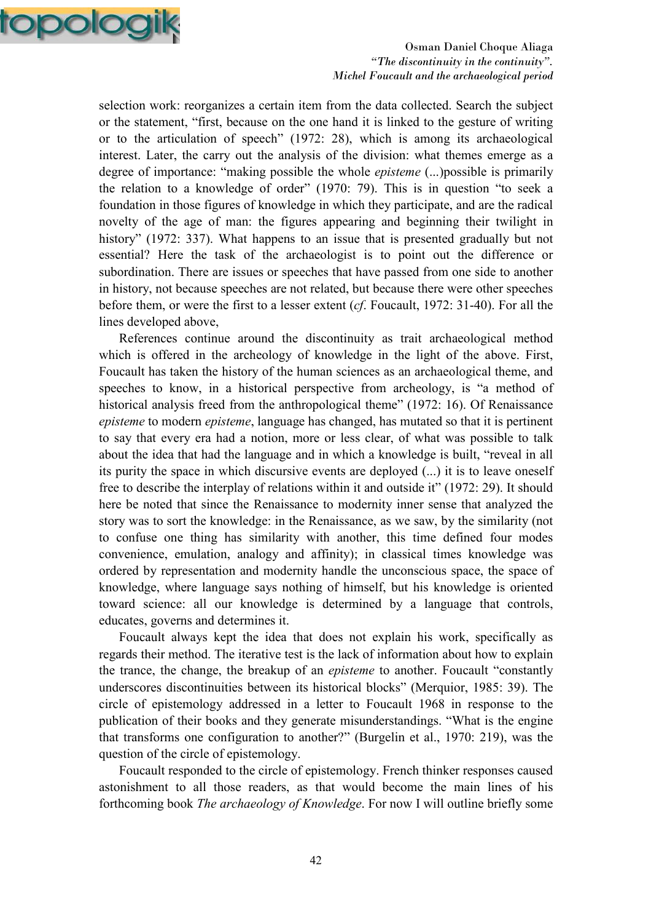selection work: reorganizes a certain item from the data collected. Search the subject or the statement, "first, because on the one hand it is linked to the gesture of writing or to the articulation of speech" (1972: 28), which is among its archaeological interest. Later, the carry out the analysis of the division: what themes emerge as a degree of importance: "making possible the whole *episteme* (...)possible is primarily the relation to a knowledge of order" (1970: 79). This is in question "to seek a foundation in those figures of knowledge in which they participate, and are the radical novelty of the age of man: the figures appearing and beginning their twilight in history" (1972: 337). What happens to an issue that is presented gradually but not essential? Here the task of the archaeologist is to point out the difference or subordination. There are issues or speeches that have passed from one side to another in history, not because speeches are not related, but because there were other speeches before them, or were the first to a lesser extent (*cf*. Foucault, 1972: 31-40). For all the lines developed above,

References continue around the discontinuity as trait archaeological method which is offered in the archeology of knowledge in the light of the above. First, Foucault has taken the history of the human sciences as an archaeological theme, and speeches to know, in a historical perspective from archeology, is "a method of historical analysis freed from the anthropological theme" (1972: 16). Of Renaissance *episteme* to modern *episteme*, language has changed, has mutated so that it is pertinent to say that every era had a notion, more or less clear, of what was possible to talk about the idea that had the language and in which a knowledge is built, "reveal in all its purity the space in which discursive events are deployed (...) it is to leave oneself free to describe the interplay of relations within it and outside it" (1972: 29). It should here be noted that since the Renaissance to modernity inner sense that analyzed the story was to sort the knowledge: in the Renaissance, as we saw, by the similarity (not to confuse one thing has similarity with another, this time defined four modes convenience, emulation, analogy and affinity); in classical times knowledge was ordered by representation and modernity handle the unconscious space, the space of knowledge, where language says nothing of himself, but his knowledge is oriented toward science: all our knowledge is determined by a language that controls, educates, governs and determines it.

Foucault always kept the idea that does not explain his work, specifically as regards their method. The iterative test is the lack of information about how to explain the trance, the change, the breakup of an *episteme* to another. Foucault "constantly underscores discontinuities between its historical blocks" (Merquior, 1985: 39). The circle of epistemology addressed in a letter to Foucault 1968 in response to the publication of their books and they generate misunderstandings. "What is the engine that transforms one configuration to another?" (Burgelin et al., 1970: 219), was the question of the circle of epistemology.

Foucault responded to the circle of epistemology. French thinker responses caused astonishment to all those readers, as that would become the main lines of his forthcoming book *The archaeology of Knowledge*. For now I will outline briefly some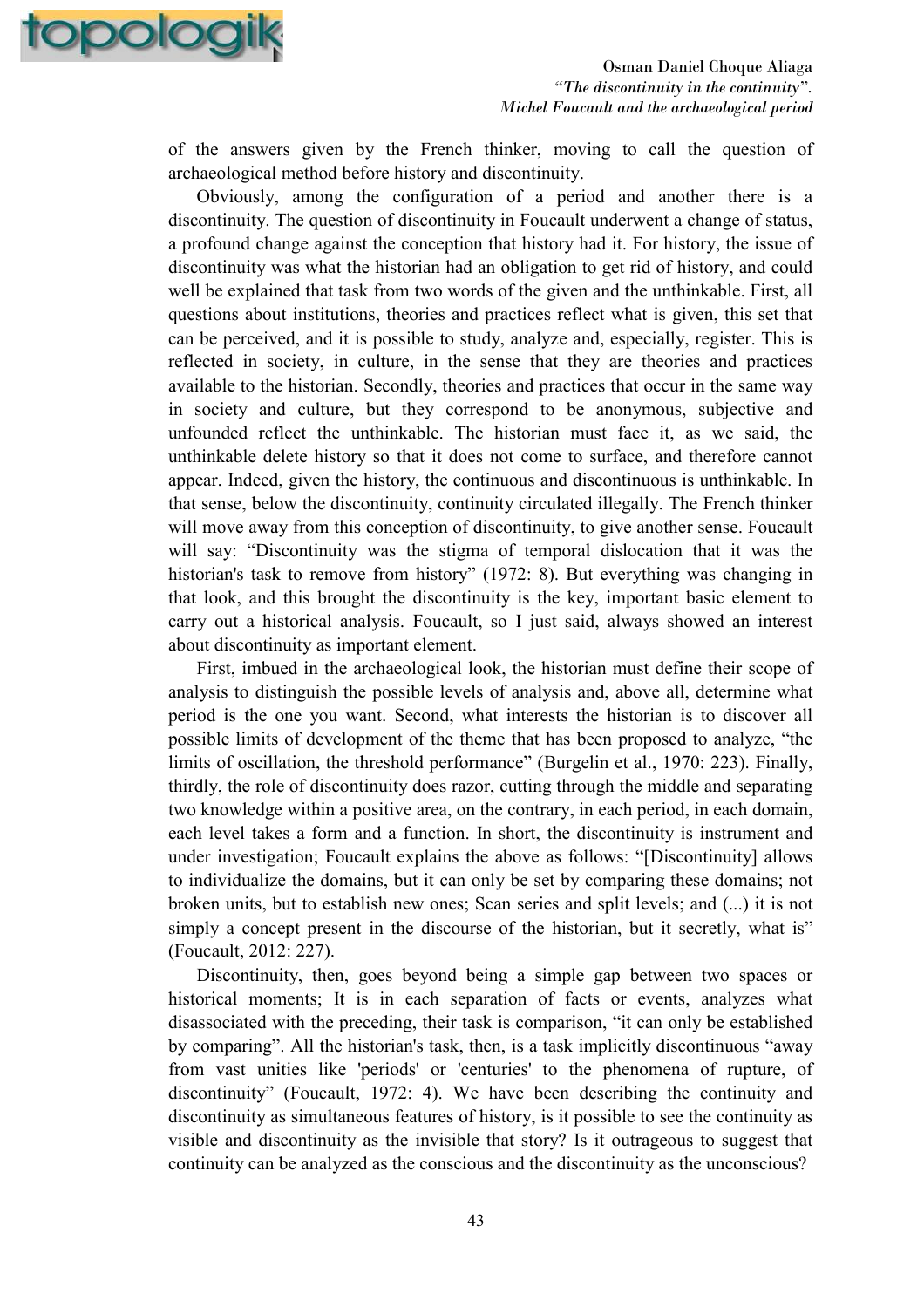of the answers given by the French thinker, moving to call the question of archaeological method before history and discontinuity.

Obviously, among the configuration of a period and another there is a discontinuity. The question of discontinuity in Foucault underwent a change of status, a profound change against the conception that history had it. For history, the issue of discontinuity was what the historian had an obligation to get rid of history, and could well be explained that task from two words of the given and the unthinkable. First, all questions about institutions, theories and practices reflect what is given, this set that can be perceived, and it is possible to study, analyze and, especially, register. This is reflected in society, in culture, in the sense that they are theories and practices available to the historian. Secondly, theories and practices that occur in the same way in society and culture, but they correspond to be anonymous, subjective and unfounded reflect the unthinkable. The historian must face it, as we said, the unthinkable delete history so that it does not come to surface, and therefore cannot appear. Indeed, given the history, the continuous and discontinuous is unthinkable. In that sense, below the discontinuity, continuity circulated illegally. The French thinker will move away from this conception of discontinuity, to give another sense. Foucault will say: "Discontinuity was the stigma of temporal dislocation that it was the historian's task to remove from history" (1972: 8). But everything was changing in that look, and this brought the discontinuity is the key, important basic element to carry out a historical analysis. Foucault, so I just said, always showed an interest about discontinuity as important element.

First, imbued in the archaeological look, the historian must define their scope of analysis to distinguish the possible levels of analysis and, above all, determine what period is the one you want. Second, what interests the historian is to discover all possible limits of development of the theme that has been proposed to analyze, "the limits of oscillation, the threshold performance" (Burgelin et al., 1970: 223). Finally, thirdly, the role of discontinuity does razor, cutting through the middle and separating two knowledge within a positive area, on the contrary, in each period, in each domain, each level takes a form and a function. In short, the discontinuity is instrument and under investigation; Foucault explains the above as follows: "[Discontinuity] allows to individualize the domains, but it can only be set by comparing these domains; not broken units, but to establish new ones; Scan series and split levels; and (...) it is not simply a concept present in the discourse of the historian, but it secretly, what is" (Foucault, 2012: 227).

Discontinuity, then, goes beyond being a simple gap between two spaces or historical moments; It is in each separation of facts or events, analyzes what disassociated with the preceding, their task is comparison, "it can only be established by comparing". All the historian's task, then, is a task implicitly discontinuous "away from vast unities like 'periods' or 'centuries' to the phenomena of rupture, of discontinuity" (Foucault, 1972: 4). We have been describing the continuity and discontinuity as simultaneous features of history, is it possible to see the continuity as visible and discontinuity as the invisible that story? Is it outrageous to suggest that continuity can be analyzed as the conscious and the discontinuity as the unconscious?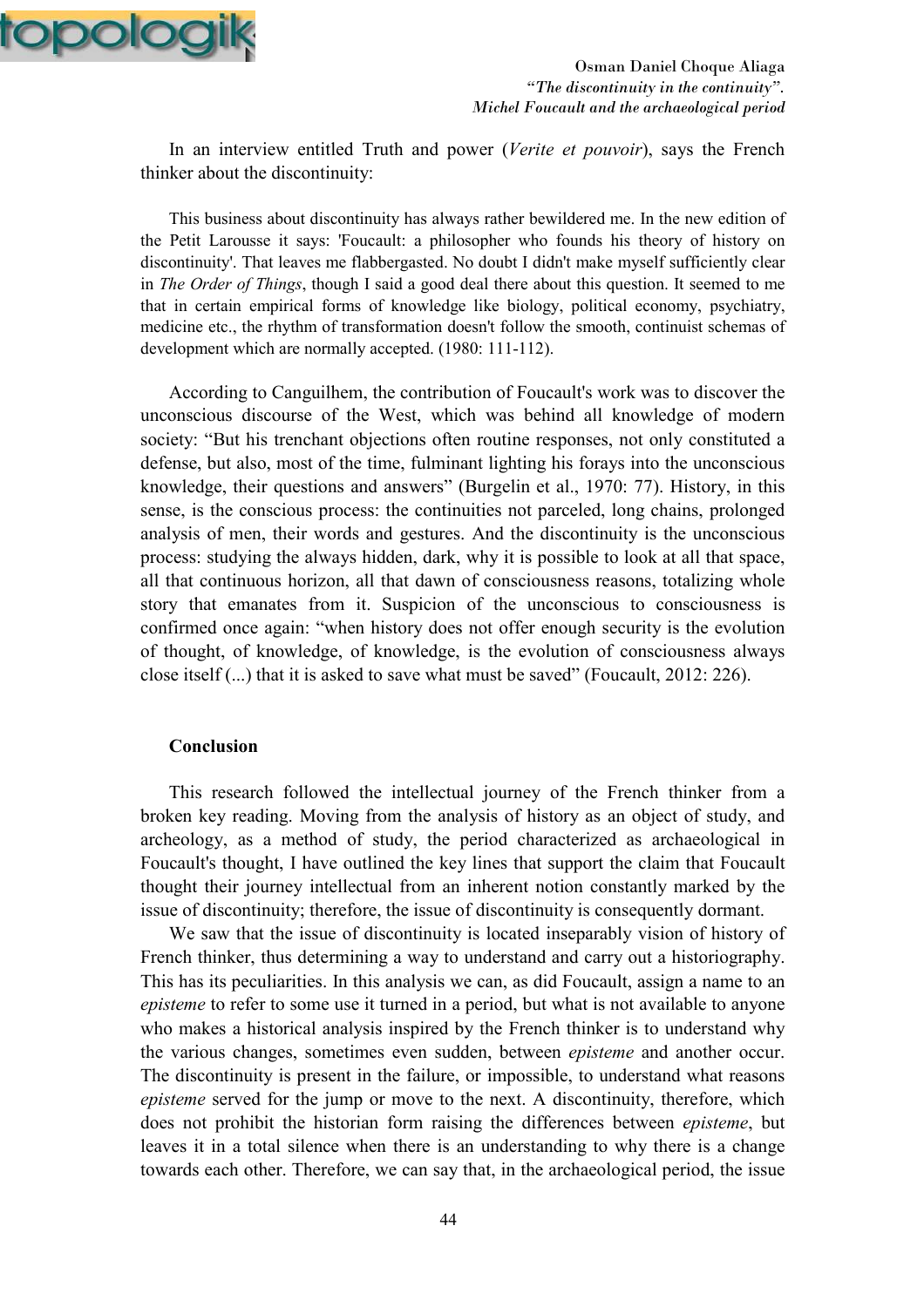In an interview entitled Truth and power (*Verite et pouvoir*), says the French thinker about the discontinuity:

> This business about discontinuity has always rather bewildered me. In the new edition of the Petit Larousse it says: 'Foucault: a philosopher who founds his theory of history on discontinuity'. That leaves me flabbergasted. No doubt I didn't make myself sufficiently clear in *The Order of Things*, though I said a good deal there about this question. It seemed to me that in certain empirical forms of knowledge like biology, political economy, psychiatry, medicine etc., the rhythm of transformation doesn't follow the smooth, continuist schemas of development which are normally accepted. (1980: 111-112).

According to Canguilhem, the contribution of Foucault's work was to discover the unconscious discourse of the West, which was behind all knowledge of modern society: "But his trenchant objections often routine responses, not only constituted a defense, but also, most of the time, fulminant lighting his forays into the unconscious knowledge, their questions and answers" (Burgelin et al., 1970: 77). History, in this sense, is the conscious process: the continuities not parceled, long chains, prolonged analysis of men, their words and gestures. And the discontinuity is the unconscious process: studying the always hidden, dark, why it is possible to look at all that space, all that continuous horizon, all that dawn of consciousness reasons, totalizing whole story that emanates from it. Suspicion of the unconscious to consciousness is confirmed once again: "when history does not offer enough security is the evolution of thought, of knowledge, of knowledge, is the evolution of consciousness always close itself (...) that it is asked to save what must be saved" (Foucault, 2012: 226).

## Conclusion

This research followed the intellectual journey of the French thinker from a broken key reading. Moving from the analysis of history as an object of study, and archeology, as a method of study, the period characterized as archaeological in Foucault's thought, I have outlined the key lines that support the claim that Foucault thought their journey intellectual from an inherent notion constantly marked by the issue of discontinuity; therefore, the issue of discontinuity is consequently dormant.

We saw that the issue of discontinuity is located inseparably vision of history of French thinker, thus determining a way to understand and carry out a historiography. This has its peculiarities. In this analysis we can, as did Foucault, assign a name to an *episteme* to refer to some use it turned in a period, but what is not available to anyone who makes a historical analysis inspired by the French thinker is to understand why the various changes, sometimes even sudden, between *episteme* and another occur. The discontinuity is present in the failure, or impossible, to understand what reasons *episteme* served for the jump or move to the next. A discontinuity, therefore, which does not prohibit the historian form raising the differences between *episteme*, but leaves it in a total silence when there is an understanding to why there is a change towards each other. Therefore, we can say that, in the archaeological period, the issue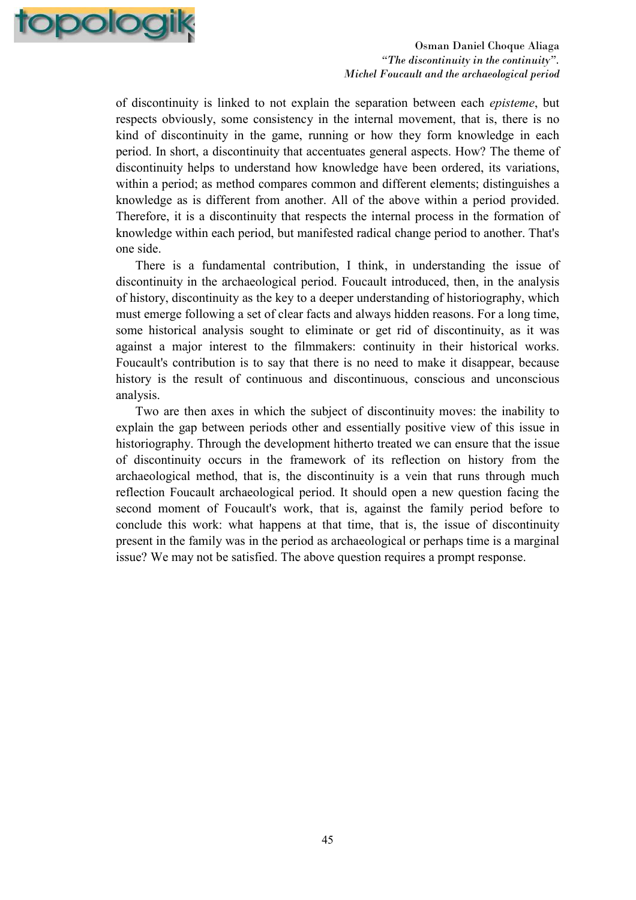of discontinuity is linked to not explain the separation between each *episteme*, but respects obviously, some consistency in the internal movement, that is, there is no kind of discontinuity in the game, running or how they form knowledge in each period. In short, a discontinuity that accentuates general aspects. How? The theme of discontinuity helps to understand how knowledge have been ordered, its variations, within a period; as method compares common and different elements; distinguishes a knowledge as is different from another. All of the above within a period provided. Therefore, it is a discontinuity that respects the internal process in the formation of knowledge within each period, but manifested radical change period to another. That's one side.

There is a fundamental contribution, I think, in understanding the issue of discontinuity in the archaeological period. Foucault introduced, then, in the analysis of history, discontinuity as the key to a deeper understanding of historiography, which must emerge following a set of clear facts and always hidden reasons. For a long time, some historical analysis sought to eliminate or get rid of discontinuity, as it was against a major interest to the filmmakers: continuity in their historical works. Foucault's contribution is to say that there is no need to make it disappear, because history is the result of continuous and discontinuous, conscious and unconscious analysis.

Two are then axes in which the subject of discontinuity moves: the inability to explain the gap between periods other and essentially positive view of this issue in historiography. Through the development hitherto treated we can ensure that the issue of discontinuity occurs in the framework of its reflection on history from the archaeological method, that is, the discontinuity is a vein that runs through much reflection Foucault archaeological period. It should open a new question facing the second moment of Foucault's work, that is, against the family period before to conclude this work: what happens at that time, that is, the issue of discontinuity present in the family was in the period as archaeological or perhaps time is a marginal issue? We may not be satisfied. The above question requires a prompt response.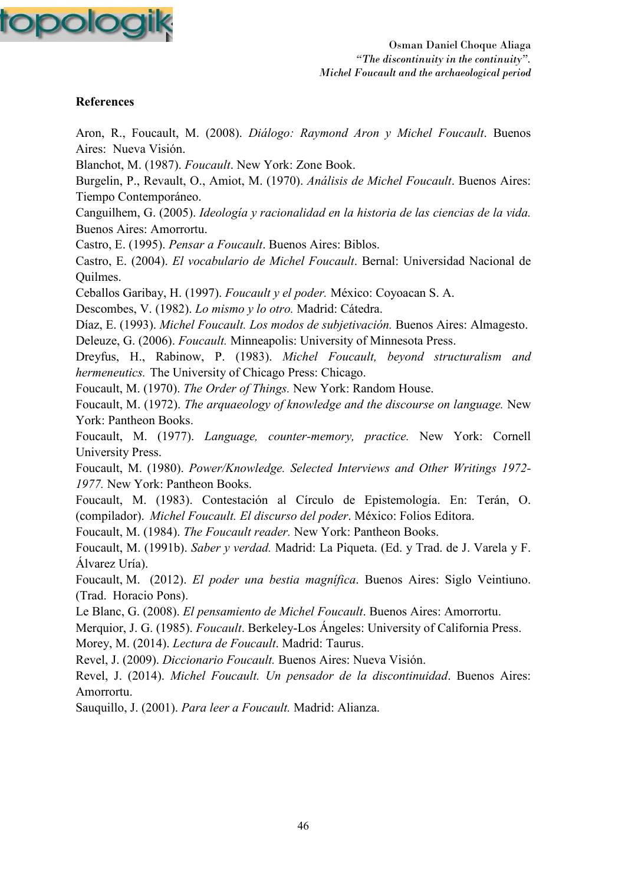**References**

Aron, R., Foucault, M. (2008). *Diálogo: Raymond Aron y Michel Foucault*. Buenos Aires: Nueva Visión.

Blanchot, M. (1987). *Foucault*. New York: Zone Book.

Burgelin, P., Revault, O., Amiot, M. (1970). *Análisis de Michel Foucault*. Buenos Aires: Tiempo Contemporáneo.

Canguilhem, G. (2005). *Ideología y racionalidad en la historia de las ciencias de la vida.* Buenos Aires: Amorrortu.

Castro, E. (1995). *Pensar a Foucault*. Buenos Aires: Biblos.

Castro, E. (2004). *El vocabulario de Michel Foucault*. Bernal: Universidad Nacional de Quilmes.

Ceballos Garibay, H. (1997). *Foucault y el poder.* México: Coyoacan S. A.

Descombes, V. (1982). *Lo mismo y lo otro.* Madrid: Cátedra.

Díaz, E. (1993). *Michel Foucault. Los modos de subjetivación.* Buenos Aires: Almagesto.

Deleuze, G. (2006). *Foucault.* Minneapolis: University of Minnesota Press.

Dreyfus, H., Rabinow, P. (1983). *Michel Foucault, beyond structuralism and hermeneutics.* The University of Chicago Press: Chicago.

Foucault, M. (1970). *The Order of Things.* New York: Random House.

Foucault, M. (1972). *The arquaeology of knowledge and the discourse on language.* New York: Pantheon Books.

Foucault, M. (1977). *Language, counter-memory, practice.* New York: Cornell University Press.

Foucault, M. (1980). *Power/Knowledge. Selected Interviews and Other Writings 1972-1977.* New York: Pantheon Books.

Foucault, M. (1983). Contestación al Círculo de Epistemología. En: Terán, O. (compilador). *Michel Foucault. El discurso del poder*. México: Folios Editora.

Foucault, M. (1984). *The Foucault reader.* New York: Pantheon Books.

Foucault, M. (1991b). *Saber y verdad.* Madrid: La Piqueta. (Ed. y Trad. de J. Varela y F. Álvarez Uría).

Foucault, M. (2012). *El poder una bestia magnífica*. Buenos Aires: Siglo Veintiuno. (Trad. Horacio Pons).

Le Blanc, G. (2008). *El pensamiento de Michel Foucault*. Buenos Aires: Amorrortu.

Merquior, J. G. (1985). *Foucault*. Berkeley-Los Ángeles: University of California Press.

Morey, M. (2014). *Lectura de Foucault*. Madrid: Taurus.

Revel, J. (2009). *Diccionario Foucault.* Buenos Aires: Nueva Visión.

Revel, J. (2014). *Michel Foucault. Un pensador de la discontinuidad*. Buenos Aires: Amorrortu.

Sauquillo, J. (2001). *Para leer a Foucault.* Madrid: Alianza.